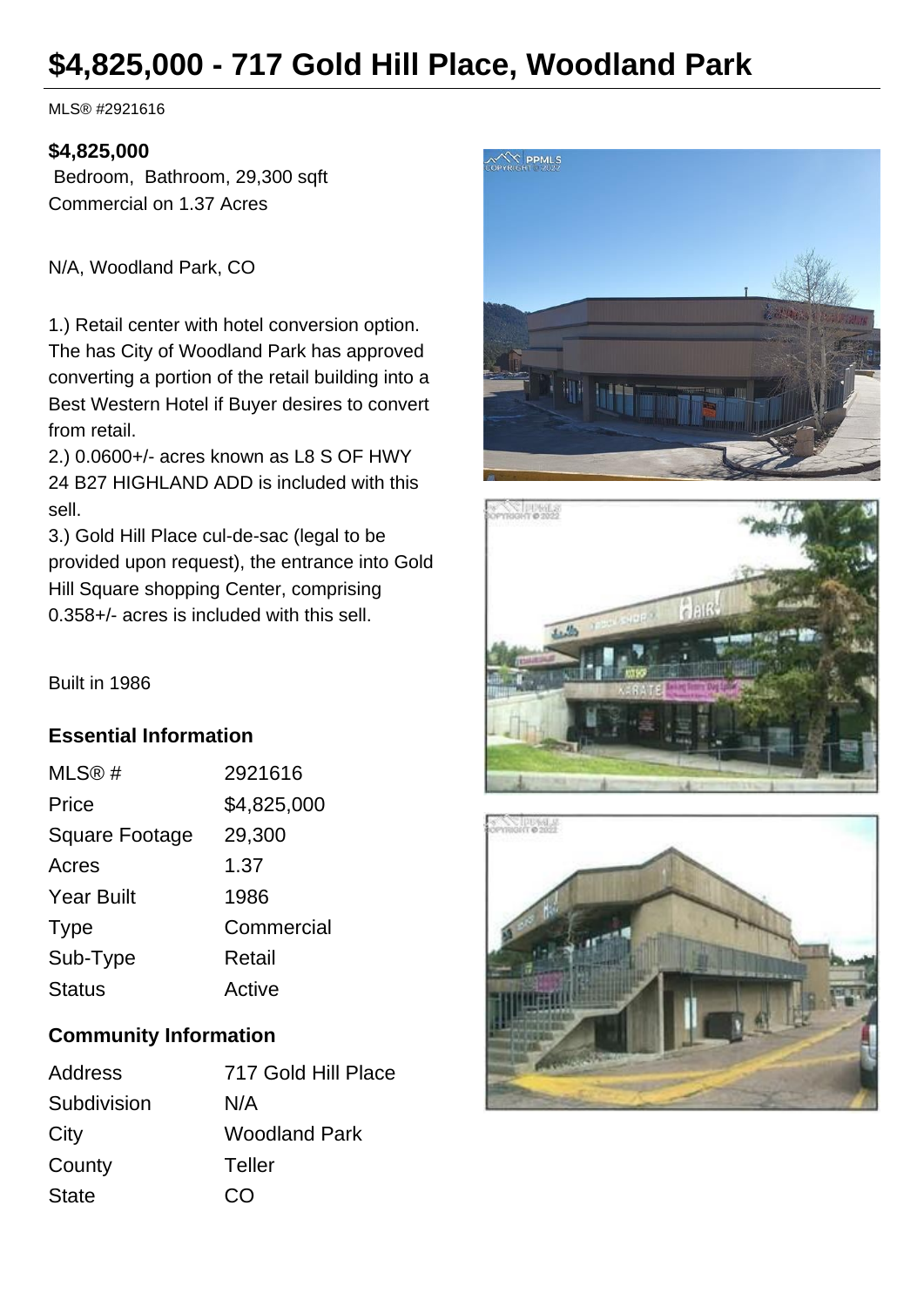# $4,825,000 - 717 Gold Hill Place, Woodland Park

MLS® #2921616

**$4,825,000**

Bedroom, Bathroom, 29,300 sqft
Commercial on 1.37 Acres

N/A, Woodland Park, CO

1.) Retail center with hotel conversion option. The has City of Woodland Park has approved converting a portion of the retail building into a Best Western Hotel if Buyer desires to convert from retail.
2.) 0.0600+/- acres known as L8 S OF HWY 24 B27 HIGHLAND ADD is included with this sell.
3.) Gold Hill Place cul-de-sac (legal to be provided upon request), the entrance into Gold Hill Square shopping Center, comprising 0.358+/- acres is included with this sell.

Built in 1986

## Essential Information

| | |
|---|---|
| MLS® # | 2921616 |
| Price | $4,825,000 |
| Square Footage | 29,300 |
| Acres | 1.37 |
| Year Built | 1986 |
| Type | Commercial |
| Sub-Type | Retail |
| Status | Active |

## Community Information

| | |
|---|---|
| Address | 717 Gold Hill Place |
| Subdivision | N/A |
| City | Woodland Park |
| County | Teller |
| State | CO |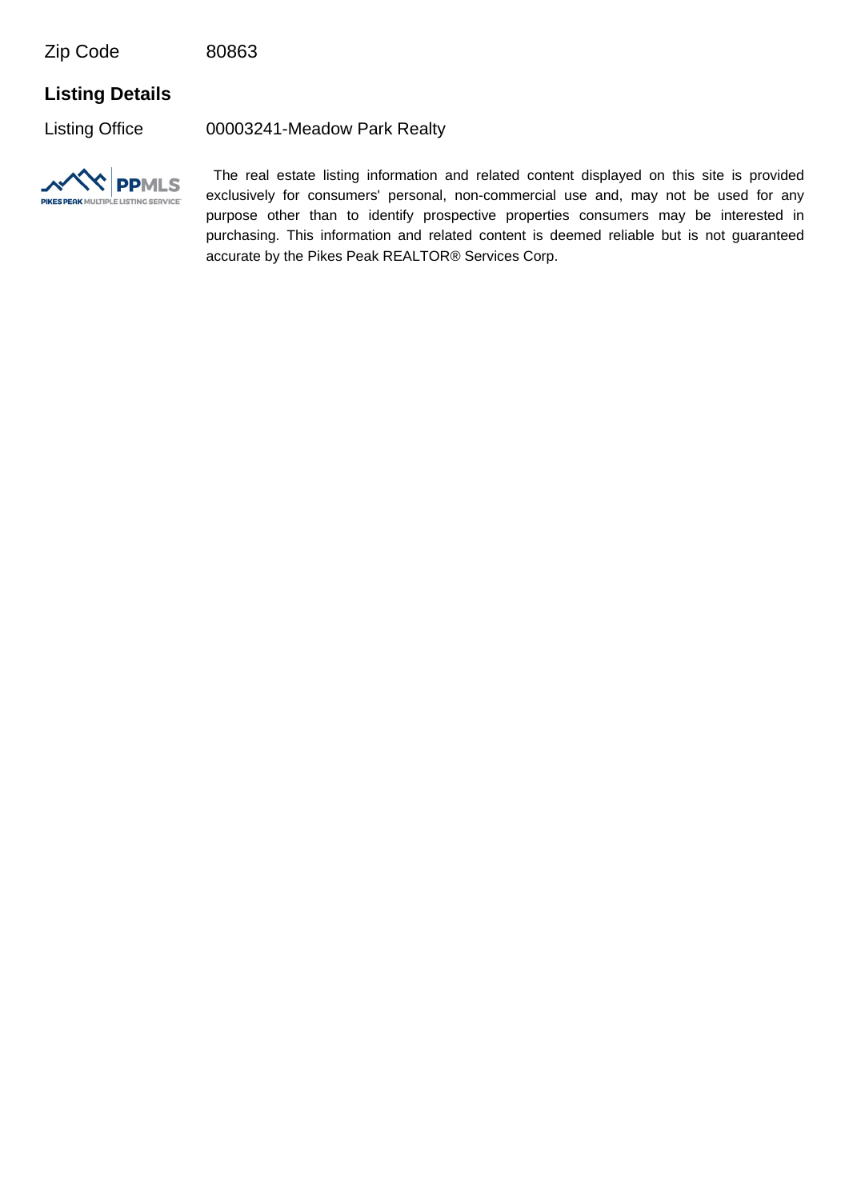| | |
|---|---|
| Zip Code | 80863 |

## Listing Details

| | |
|---|---|
| Listing Office | 00003241-Meadow Park Realty |

The real estate listing information and related content displayed on this site is provided exclusively for consumers' personal, non-commercial use and, may not be used for any purpose other than to identify prospective properties consumers may be interested in purchasing. This information and related content is deemed reliable but is not guaranteed accurate by the Pikes Peak REALTOR® Services Corp.